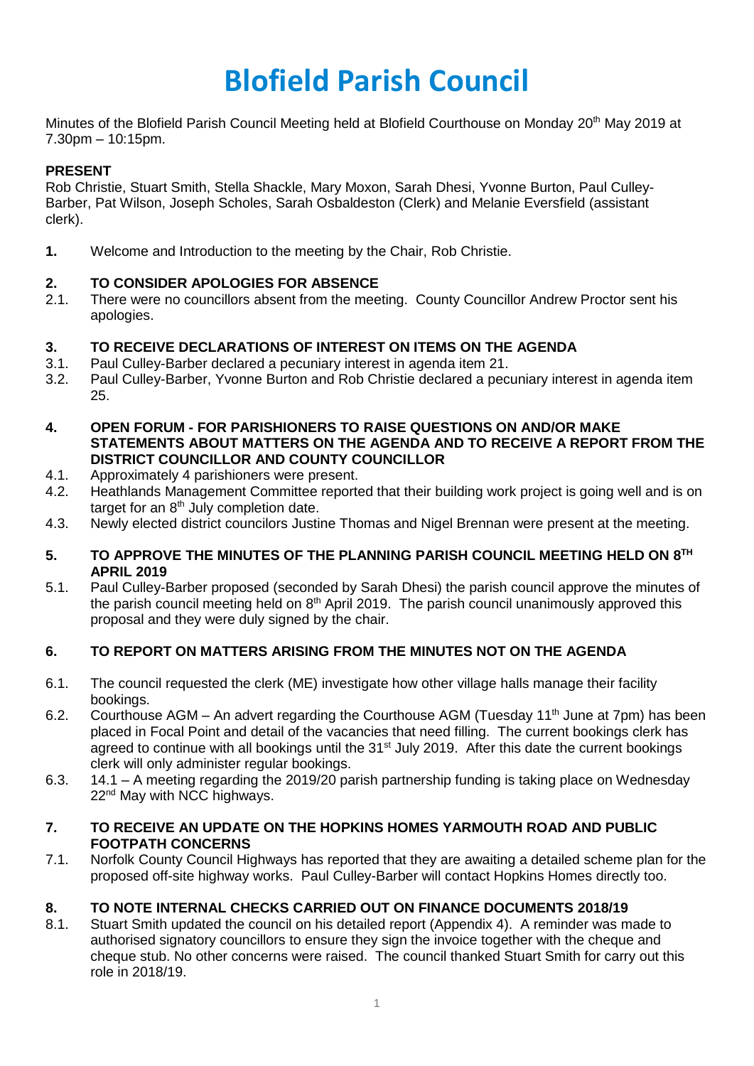# Blofield Parish Council

Minutes of the Blofield Parish Council Meeting held at Blofield Courthouse on Monday 20th May 2019 at 7.30pm – 10:15pm.

**PRESENT**

Rob Christie, Stuart Smith, Stella Shackle, Mary Moxon, Sarah Dhesi, Yvonne Burton, Paul Culley-Barber, Pat Wilson, Joseph Scholes, Sarah Osbaldeston (Clerk) and Melanie Eversfield (assistant clerk).

**1.** Welcome and Introduction to the meeting by the Chair, Rob Christie.

**2. TO CONSIDER APOLOGIES FOR ABSENCE**

2.1. There were no councillors absent from the meeting. County Councillor Andrew Proctor sent his apologies.

**3. TO RECEIVE DECLARATIONS OF INTEREST ON ITEMS ON THE AGENDA**

3.1. Paul Culley-Barber declared a pecuniary interest in agenda item 21.

3.2. Paul Culley-Barber, Yvonne Burton and Rob Christie declared a pecuniary interest in agenda item 25.

**4. OPEN FORUM - FOR PARISHIONERS TO RAISE QUESTIONS ON AND/OR MAKE STATEMENTS ABOUT MATTERS ON THE AGENDA AND TO RECEIVE A REPORT FROM THE DISTRICT COUNCILLOR AND COUNTY COUNCILLOR**

4.1. Approximately 4 parishioners were present.

4.2. Heathlands Management Committee reported that their building work project is going well and is on target for an 8th July completion date.

4.3. Newly elected district councilors Justine Thomas and Nigel Brennan were present at the meeting.

**5. TO APPROVE THE MINUTES OF THE PLANNING PARISH COUNCIL MEETING HELD ON 8TH APRIL 2019**

5.1. Paul Culley-Barber proposed (seconded by Sarah Dhesi) the parish council approve the minutes of the parish council meeting held on 8th April 2019. The parish council unanimously approved this proposal and they were duly signed by the chair.

**6. TO REPORT ON MATTERS ARISING FROM THE MINUTES NOT ON THE AGENDA**

6.1. The council requested the clerk (ME) investigate how other village halls manage their facility bookings.

6.2. Courthouse AGM – An advert regarding the Courthouse AGM (Tuesday 11th June at 7pm) has been placed in Focal Point and detail of the vacancies that need filling. The current bookings clerk has agreed to continue with all bookings until the 31st July 2019. After this date the current bookings clerk will only administer regular bookings.

6.3. 14.1 – A meeting regarding the 2019/20 parish partnership funding is taking place on Wednesday 22nd May with NCC highways.

**7. TO RECEIVE AN UPDATE ON THE HOPKINS HOMES YARMOUTH ROAD AND PUBLIC FOOTPATH CONCERNS**

7.1. Norfolk County Council Highways has reported that they are awaiting a detailed scheme plan for the proposed off-site highway works. Paul Culley-Barber will contact Hopkins Homes directly too.

**8. TO NOTE INTERNAL CHECKS CARRIED OUT ON FINANCE DOCUMENTS 2018/19**

8.1. Stuart Smith updated the council on his detailed report (Appendix 4). A reminder was made to authorised signatory councillors to ensure they sign the invoice together with the cheque and cheque stub. No other concerns were raised. The council thanked Stuart Smith for carry out this role in 2018/19.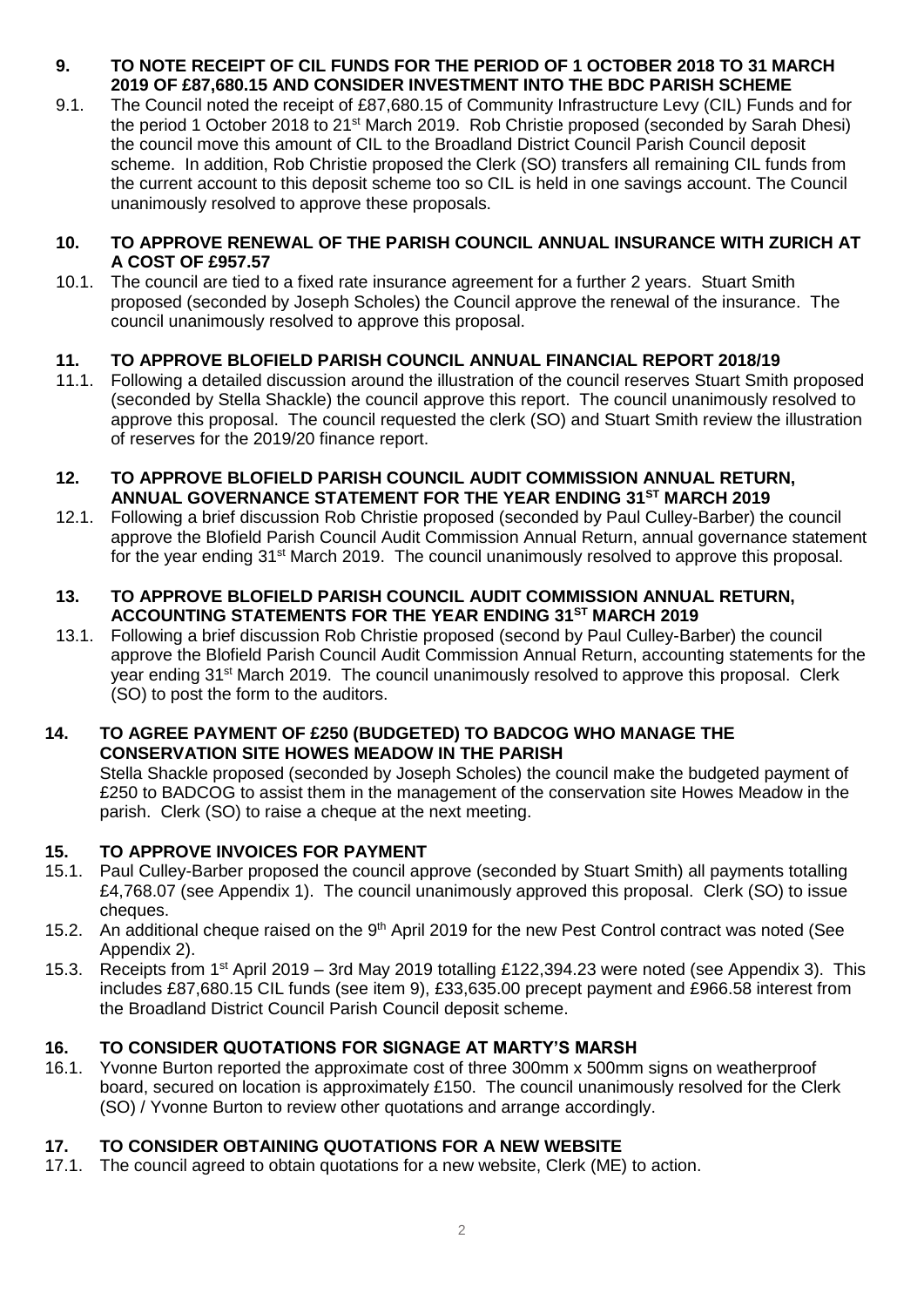**9. TO NOTE RECEIPT OF CIL FUNDS FOR THE PERIOD OF 1 OCTOBER 2018 TO 31 MARCH 2019 OF £87,680.15 AND CONSIDER INVESTMENT INTO THE BDC PARISH SCHEME**

9.1. The Council noted the receipt of £87,680.15 of Community Infrastructure Levy (CIL) Funds and for the period 1 October 2018 to 21st March 2019. Rob Christie proposed (seconded by Sarah Dhesi) the council move this amount of CIL to the Broadland District Council Parish Council deposit scheme. In addition, Rob Christie proposed the Clerk (SO) transfers all remaining CIL funds from the current account to this deposit scheme too so CIL is held in one savings account. The Council unanimously resolved to approve these proposals.

**10. TO APPROVE RENEWAL OF THE PARISH COUNCIL ANNUAL INSURANCE WITH ZURICH AT A COST OF £957.57**

10.1. The council are tied to a fixed rate insurance agreement for a further 2 years. Stuart Smith proposed (seconded by Joseph Scholes) the Council approve the renewal of the insurance. The council unanimously resolved to approve this proposal.

**11. TO APPROVE BLOFIELD PARISH COUNCIL ANNUAL FINANCIAL REPORT 2018/19**

11.1. Following a detailed discussion around the illustration of the council reserves Stuart Smith proposed (seconded by Stella Shackle) the council approve this report. The council unanimously resolved to approve this proposal. The council requested the clerk (SO) and Stuart Smith review the illustration of reserves for the 2019/20 finance report.

**12. TO APPROVE BLOFIELD PARISH COUNCIL AUDIT COMMISSION ANNUAL RETURN, ANNUAL GOVERNANCE STATEMENT FOR THE YEAR ENDING 31ST MARCH 2019**

12.1. Following a brief discussion Rob Christie proposed (seconded by Paul Culley-Barber) the council approve the Blofield Parish Council Audit Commission Annual Return, annual governance statement for the year ending 31st March 2019. The council unanimously resolved to approve this proposal.

**13. TO APPROVE BLOFIELD PARISH COUNCIL AUDIT COMMISSION ANNUAL RETURN, ACCOUNTING STATEMENTS FOR THE YEAR ENDING 31ST MARCH 2019**

13.1. Following a brief discussion Rob Christie proposed (second by Paul Culley-Barber) the council approve the Blofield Parish Council Audit Commission Annual Return, accounting statements for the year ending 31st March 2019. The council unanimously resolved to approve this proposal. Clerk (SO) to post the form to the auditors.

**14. TO AGREE PAYMENT OF £250 (BUDGETED) TO BADCOG WHO MANAGE THE CONSERVATION SITE HOWES MEADOW IN THE PARISH**

Stella Shackle proposed (seconded by Joseph Scholes) the council make the budgeted payment of £250 to BADCOG to assist them in the management of the conservation site Howes Meadow in the parish. Clerk (SO) to raise a cheque at the next meeting.

**15. TO APPROVE INVOICES FOR PAYMENT**

15.1. Paul Culley-Barber proposed the council approve (seconded by Stuart Smith) all payments totalling £4,768.07 (see Appendix 1). The council unanimously approved this proposal. Clerk (SO) to issue cheques.

15.2. An additional cheque raised on the 9th April 2019 for the new Pest Control contract was noted (See Appendix 2).

15.3. Receipts from 1st April 2019 – 3rd May 2019 totalling £122,394.23 were noted (see Appendix 3). This includes £87,680.15 CIL funds (see item 9), £33,635.00 precept payment and £966.58 interest from the Broadland District Council Parish Council deposit scheme.

**16. TO CONSIDER QUOTATIONS FOR SIGNAGE AT MARTY'S MARSH**

16.1. Yvonne Burton reported the approximate cost of three 300mm x 500mm signs on weatherproof board, secured on location is approximately £150. The council unanimously resolved for the Clerk (SO) / Yvonne Burton to review other quotations and arrange accordingly.

**17. TO CONSIDER OBTAINING QUOTATIONS FOR A NEW WEBSITE**

17.1. The council agreed to obtain quotations for a new website, Clerk (ME) to action.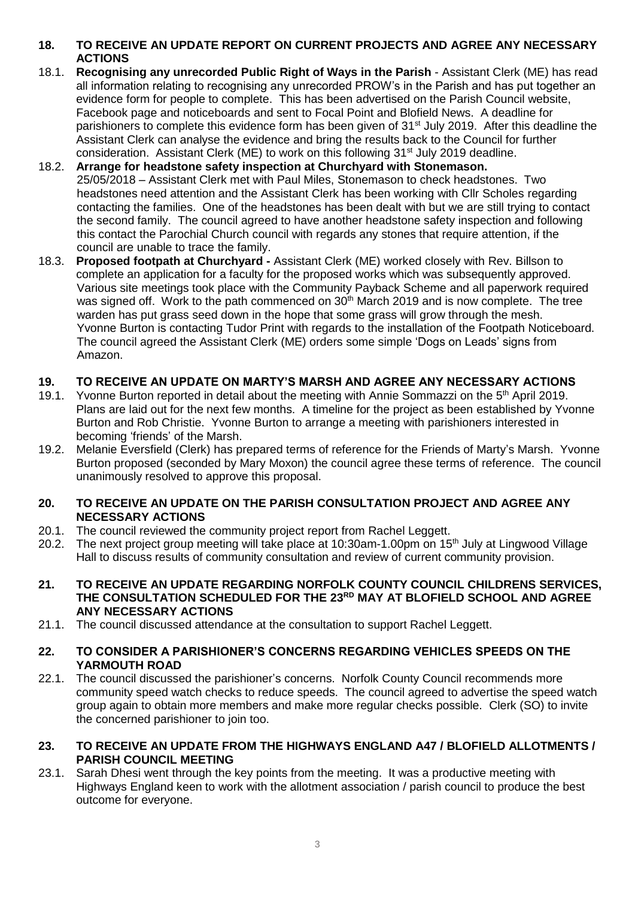## 18. TO RECEIVE AN UPDATE REPORT ON CURRENT PROJECTS AND AGREE ANY NECESSARY ACTIONS

18.1. **Recognising any unrecorded Public Right of Ways in the Parish** - Assistant Clerk (ME) has read all information relating to recognising any unrecorded PROW's in the Parish and has put together an evidence form for people to complete. This has been advertised on the Parish Council website, Facebook page and noticeboards and sent to Focal Point and Blofield News. A deadline for parishioners to complete this evidence form has been given of 31st July 2019. After this deadline the Assistant Clerk can analyse the evidence and bring the results back to the Council for further consideration. Assistant Clerk (ME) to work on this following 31st July 2019 deadline.

18.2. **Arrange for headstone safety inspection at Churchyard with Stonemason.**
25/05/2018 – Assistant Clerk met with Paul Miles, Stonemason to check headstones. Two headstones need attention and the Assistant Clerk has been working with Cllr Scholes regarding contacting the families. One of the headstones has been dealt with but we are still trying to contact the second family. The council agreed to have another headstone safety inspection and following this contact the Parochial Church council with regards any stones that require attention, if the council are unable to trace the family.

18.3. **Proposed footpath at Churchyard -** Assistant Clerk (ME) worked closely with Rev. Billson to complete an application for a faculty for the proposed works which was subsequently approved. Various site meetings took place with the Community Payback Scheme and all paperwork required was signed off. Work to the path commenced on 30th March 2019 and is now complete. The tree warden has put grass seed down in the hope that some grass will grow through the mesh. Yvonne Burton is contacting Tudor Print with regards to the installation of the Footpath Noticeboard. The council agreed the Assistant Clerk (ME) orders some simple 'Dogs on Leads' signs from Amazon.

## 19. TO RECEIVE AN UPDATE ON MARTY'S MARSH AND AGREE ANY NECESSARY ACTIONS

19.1. Yvonne Burton reported in detail about the meeting with Annie Sommazzi on the 5th April 2019. Plans are laid out for the next few months. A timeline for the project as been established by Yvonne Burton and Rob Christie. Yvonne Burton to arrange a meeting with parishioners interested in becoming 'friends' of the Marsh.

19.2. Melanie Eversfield (Clerk) has prepared terms of reference for the Friends of Marty's Marsh. Yvonne Burton proposed (seconded by Mary Moxon) the council agree these terms of reference. The council unanimously resolved to approve this proposal.

## 20. TO RECEIVE AN UPDATE ON THE PARISH CONSULTATION PROJECT AND AGREE ANY NECESSARY ACTIONS

20.1. The council reviewed the community project report from Rachel Leggett.

20.2. The next project group meeting will take place at 10:30am-1.00pm on 15th July at Lingwood Village Hall to discuss results of community consultation and review of current community provision.

## 21. TO RECEIVE AN UPDATE REGARDING NORFOLK COUNTY COUNCIL CHILDRENS SERVICES, THE CONSULTATION SCHEDULED FOR THE 23RD MAY AT BLOFIELD SCHOOL AND AGREE ANY NECESSARY ACTIONS

21.1. The council discussed attendance at the consultation to support Rachel Leggett.

## 22. TO CONSIDER A PARISHIONER'S CONCERNS REGARDING VEHICLES SPEEDS ON THE YARMOUTH ROAD

22.1. The council discussed the parishioner's concerns. Norfolk County Council recommends more community speed watch checks to reduce speeds. The council agreed to advertise the speed watch group again to obtain more members and make more regular checks possible. Clerk (SO) to invite the concerned parishioner to join too.

## 23. TO RECEIVE AN UPDATE FROM THE HIGHWAYS ENGLAND A47 / BLOFIELD ALLOTMENTS / PARISH COUNCIL MEETING

23.1. Sarah Dhesi went through the key points from the meeting. It was a productive meeting with Highways England keen to work with the allotment association / parish council to produce the best outcome for everyone.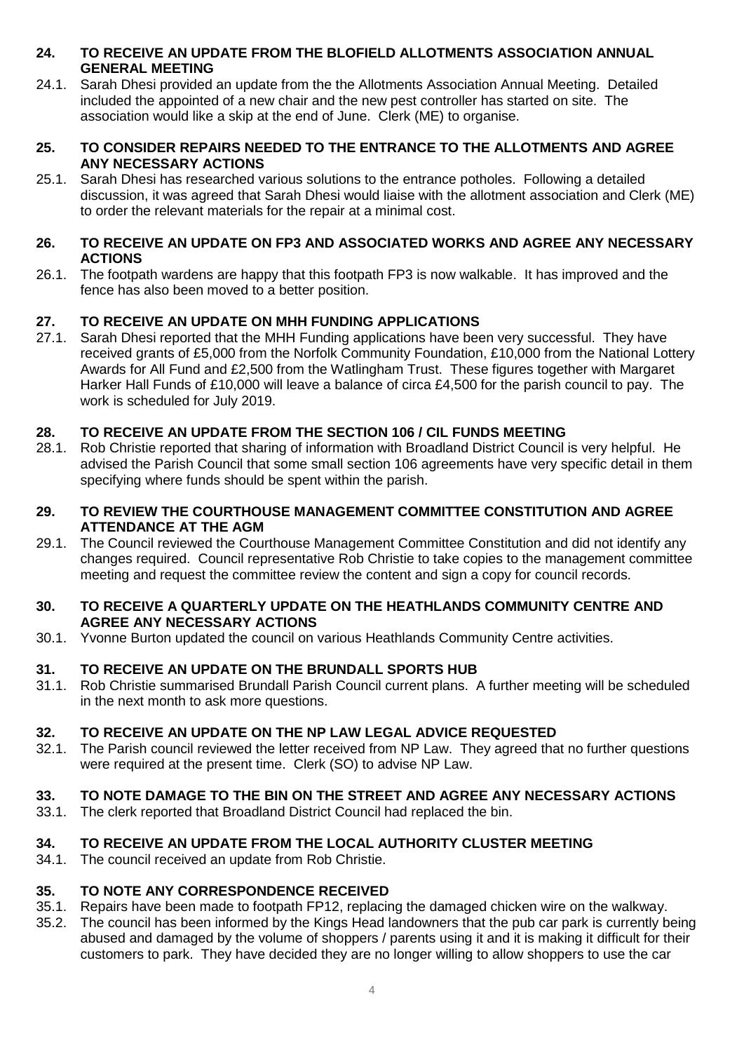**24. TO RECEIVE AN UPDATE FROM THE BLOFIELD ALLOTMENTS ASSOCIATION ANNUAL GENERAL MEETING**

24.1. Sarah Dhesi provided an update from the the Allotments Association Annual Meeting. Detailed included the appointed of a new chair and the new pest controller has started on site. The association would like a skip at the end of June. Clerk (ME) to organise.

**25. TO CONSIDER REPAIRS NEEDED TO THE ENTRANCE TO THE ALLOTMENTS AND AGREE ANY NECESSARY ACTIONS**

25.1. Sarah Dhesi has researched various solutions to the entrance potholes. Following a detailed discussion, it was agreed that Sarah Dhesi would liaise with the allotment association and Clerk (ME) to order the relevant materials for the repair at a minimal cost.

**26. TO RECEIVE AN UPDATE ON FP3 AND ASSOCIATED WORKS AND AGREE ANY NECESSARY ACTIONS**

26.1. The footpath wardens are happy that this footpath FP3 is now walkable. It has improved and the fence has also been moved to a better position.

**27. TO RECEIVE AN UPDATE ON MHH FUNDING APPLICATIONS**

27.1. Sarah Dhesi reported that the MHH Funding applications have been very successful. They have received grants of £5,000 from the Norfolk Community Foundation, £10,000 from the National Lottery Awards for All Fund and £2,500 from the Watlingham Trust. These figures together with Margaret Harker Hall Funds of £10,000 will leave a balance of circa £4,500 for the parish council to pay. The work is scheduled for July 2019.

**28. TO RECEIVE AN UPDATE FROM THE SECTION 106 / CIL FUNDS MEETING**

28.1. Rob Christie reported that sharing of information with Broadland District Council is very helpful. He advised the Parish Council that some small section 106 agreements have very specific detail in them specifying where funds should be spent within the parish.

**29. TO REVIEW THE COURTHOUSE MANAGEMENT COMMITTEE CONSTITUTION AND AGREE ATTENDANCE AT THE AGM**

29.1. The Council reviewed the Courthouse Management Committee Constitution and did not identify any changes required. Council representative Rob Christie to take copies to the management committee meeting and request the committee review the content and sign a copy for council records.

**30. TO RECEIVE A QUARTERLY UPDATE ON THE HEATHLANDS COMMUNITY CENTRE AND AGREE ANY NECESSARY ACTIONS**

30.1. Yvonne Burton updated the council on various Heathlands Community Centre activities.

**31. TO RECEIVE AN UPDATE ON THE BRUNDALL SPORTS HUB**

31.1. Rob Christie summarised Brundall Parish Council current plans. A further meeting will be scheduled in the next month to ask more questions.

**32. TO RECEIVE AN UPDATE ON THE NP LAW LEGAL ADVICE REQUESTED**

32.1. The Parish council reviewed the letter received from NP Law. They agreed that no further questions were required at the present time. Clerk (SO) to advise NP Law.

**33. TO NOTE DAMAGE TO THE BIN ON THE STREET AND AGREE ANY NECESSARY ACTIONS**

33.1. The clerk reported that Broadland District Council had replaced the bin.

**34. TO RECEIVE AN UPDATE FROM THE LOCAL AUTHORITY CLUSTER MEETING**

34.1. The council received an update from Rob Christie.

**35. TO NOTE ANY CORRESPONDENCE RECEIVED**

35.1. Repairs have been made to footpath FP12, replacing the damaged chicken wire on the walkway.

35.2. The council has been informed by the Kings Head landowners that the pub car park is currently being abused and damaged by the volume of shoppers / parents using it and it is making it difficult for their customers to park. They have decided they are no longer willing to allow shoppers to use the car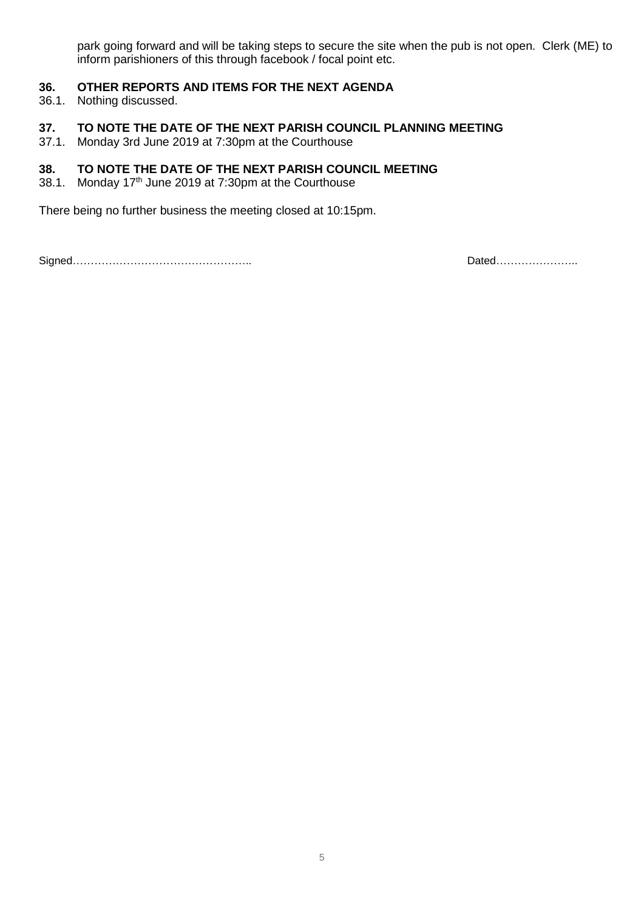park going forward and will be taking steps to secure the site when the pub is not open. Clerk (ME) to inform parishioners of this through facebook / focal point etc.

## 36. OTHER REPORTS AND ITEMS FOR THE NEXT AGENDA

36.1. Nothing discussed.

## 37. TO NOTE THE DATE OF THE NEXT PARISH COUNCIL PLANNING MEETING

37.1. Monday 3rd June 2019 at 7:30pm at the Courthouse

## 38. TO NOTE THE DATE OF THE NEXT PARISH COUNCIL MEETING

38.1. Monday 17th June 2019 at 7:30pm at the Courthouse

There being no further business the meeting closed at 10:15pm.

Signed………………………………………….. Dated…………………..